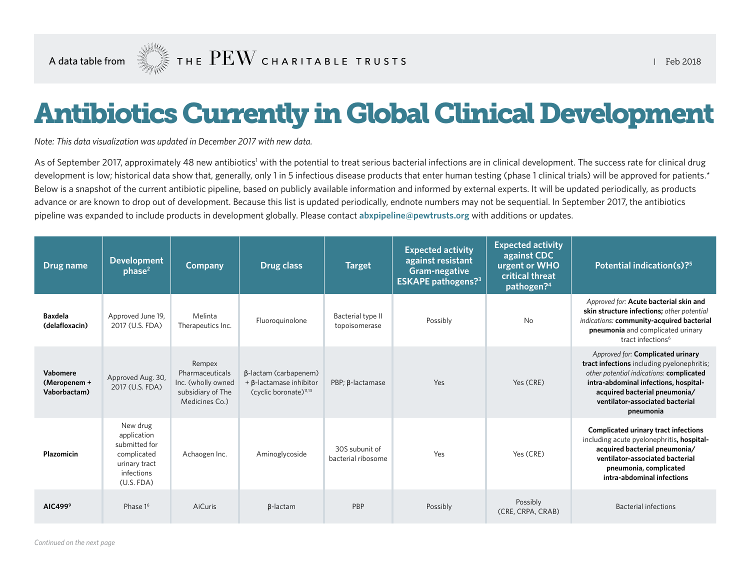A data table from THE PEW CHARITABLE TRUSTS | Feb 2018

# Antibiotics Currently in Global Clinical Development

*Note: This data visualization was updated in December 2017 with new data.*

As of September 2017, approximately 48 new antibiotics[1] with the potential to treat serious bacterial infections are in clinical development. The success rate for clinical drug development is low; historical data show that, generally, only 1 in 5 infectious disease products that enter human testing (phase 1 clinical trials) will be approved for patients.* Below is a snapshot of the current antibiotic pipeline, based on publicly available information and informed by external experts. It will be updated periodically, as products advance or are known to drop out of development. Because this list is updated periodically, endnote numbers may not be sequential. In September 2017, the antibiotics pipeline was expanded to include products in development globally. Please contact **abxpipeline@pewtrusts.org** with additions or updates.

| Drug name | Development phase[2] | Company | Drug class | Target | Expected activity against resistant Gram-negative ESKAPE pathogens?[3] | Expected activity against CDC urgent or WHO critical threat pathogen?[4] | Potential indication(s)?[5] |
|---|---|---|---|---|---|---|---|
| **Baxdela (delafloxacin)** | Approved June 19, 2017 (U.S. FDA) | Melinta Therapeutics Inc. | Fluoroquinolone | Bacterial type II topoisomerase | Possibly | No | *Approved for:* **Acute bacterial skin and skin structure infections;** *other potential indications:* **community-acquired bacterial pneumonia** and complicated urinary tract infections[6] |
| **Vabomere (Meropenem + Vaborbactam)** | Approved Aug. 30, 2017 (U.S. FDA) | Rempex Pharmaceuticals Inc. (wholly owned subsidiary of The Medicines Co.) | β-lactam (carbapenem) + β-lactamase inhibitor (cyclic boronate)[11,13] | PBP; β-lactamase | Yes | Yes (CRE) | *Approved for:* **Complicated urinary tract infections** including pyelonephritis; *other potential indications*: **complicated intra-abdominal infections, hospital-acquired bacterial pneumonia/ ventilator-associated bacterial pneumonia** |
| **Plazomicin** | New drug application submitted for complicated urinary tract infections (U.S. FDA) | Achaogen Inc. | Aminoglycoside | 30S subunit of bacterial ribosome | Yes | Yes (CRE) | **Complicated urinary tract infections** including acute pyelonephritis**, hospital-acquired bacterial pneumonia/ ventilator-associated bacterial pneumonia, complicated intra-abdominal infections** |
| **AIC499[9]** | Phase 1[6] | AiCuris | β-lactam | PBP | Possibly | Possibly (CRE, CRPA, CRAB) | Bacterial infections |

*Continued on the next page*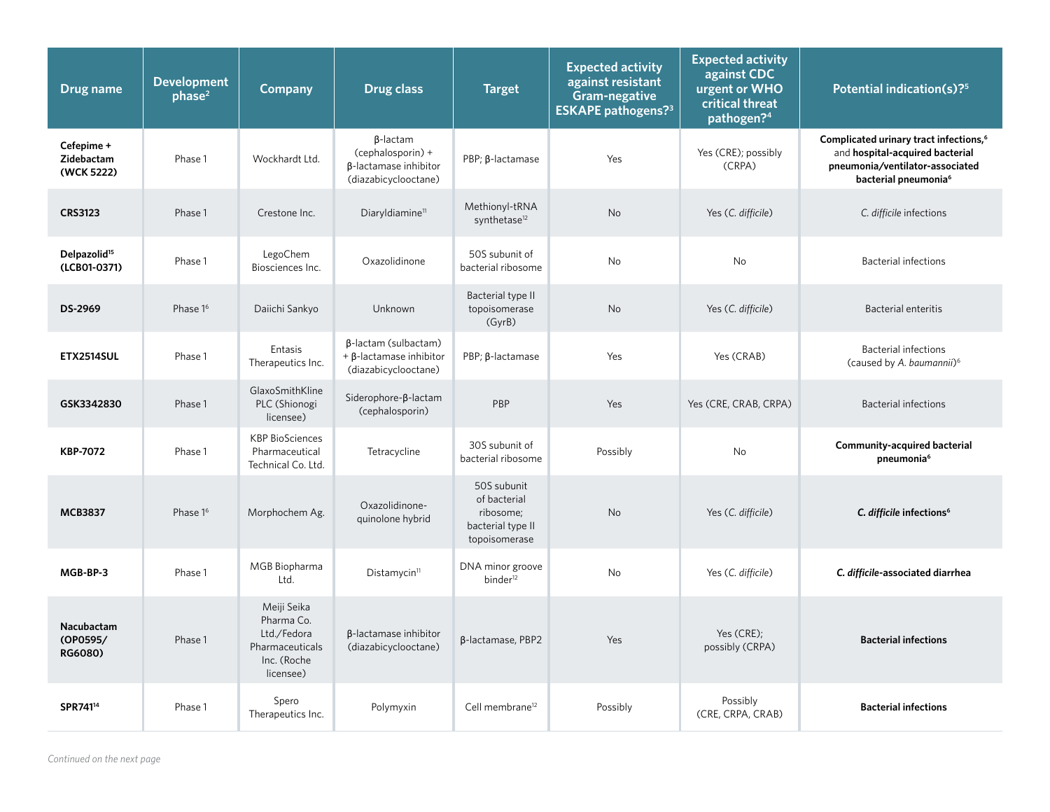| Drug name | Development phase[2] | Company | Drug class | Target | Expected activity against resistant Gram-negative ESKAPE pathogens?[3] | Expected activity against CDC urgent or WHO critical threat pathogen?[4] | Potential indication(s)?[5] |
|---|---|---|---|---|---|---|---|
| **Cefepime + Zidebactam (WCK 5222)** | Phase 1 | Wockhardt Ltd. | β-lactam (cephalosporin) + β-lactamase inhibitor (diazabicyclooctane) | PBP; β-lactamase | Yes | Yes (CRE); possibly (CRPA) | **Complicated urinary tract infections,**[6] and **hospital-acquired bacterial pneumonia/ventilator-associated bacterial pneumonia**[6] |
| **CRS3123** | Phase 1 | Crestone Inc. | Diaryldiamine[11] | Methionyl-tRNA synthetase[12] | No | Yes (*C. difficile*) | *C. difficile* infections |
| **Delpazolid[15] (LCB01-0371)** | Phase 1 | LegoChem Biosciences Inc. | Oxazolidinone | 50S subunit of bacterial ribosome | No | No | Bacterial infections |
| **DS-2969** | Phase 1[6] | Daiichi Sankyo | Unknown | Bacterial type II topoisomerase (GyrB) | No | Yes (*C. difficile*) | Bacterial enteritis |
| **ETX2514SUL** | Phase 1 | Entasis Therapeutics Inc. | β-lactam (sulbactam) + β-lactamase inhibitor (diazabicyclooctane) | PBP; β-lactamase | Yes | Yes (CRAB) | Bacterial infections (caused by *A. baumannii*)[6] |
| **GSK3342830** | Phase 1 | GlaxoSmithKline PLC (Shionogi licensee) | Siderophore-β-lactam (cephalosporin) | PBP | Yes | Yes (CRE, CRAB, CRPA) | Bacterial infections |
| **KBP-7072** | Phase 1 | KBP BioSciences Pharmaceutical Technical Co. Ltd. | Tetracycline | 30S subunit of bacterial ribosome | Possibly | No | **Community-acquired bacterial pneumonia**[6] |
| **MCB3837** | Phase 1[6] | Morphochem Ag. | Oxazolidinone-quinolone hybrid | 50S subunit of bacterial ribosome; bacterial type II topoisomerase | No | Yes (*C. difficile*) | ***C. difficile* infections**[6] |
| **MGB-BP-3** | Phase 1 | MGB Biopharma Ltd. | Distamycin[11] | DNA minor groove binder[12] | No | Yes (*C. difficile*) | ***C. difficile*-associated diarrhea** |
| **Nacubactam (OP0595/ RG6080)** | Phase 1 | Meiji Seika Pharma Co. Ltd./Fedora Pharmaceuticals Inc. (Roche licensee) | β-lactamase inhibitor (diazabicyclooctane) | β-lactamase, PBP2 | Yes | Yes (CRE); possibly (CRPA) | **Bacterial infections** |
| **SPR741[14]** | Phase 1 | Spero Therapeutics Inc. | Polymyxin | Cell membrane[12] | Possibly | Possibly (CRE, CRPA, CRAB) | **Bacterial infections** |

*Continued on the next page*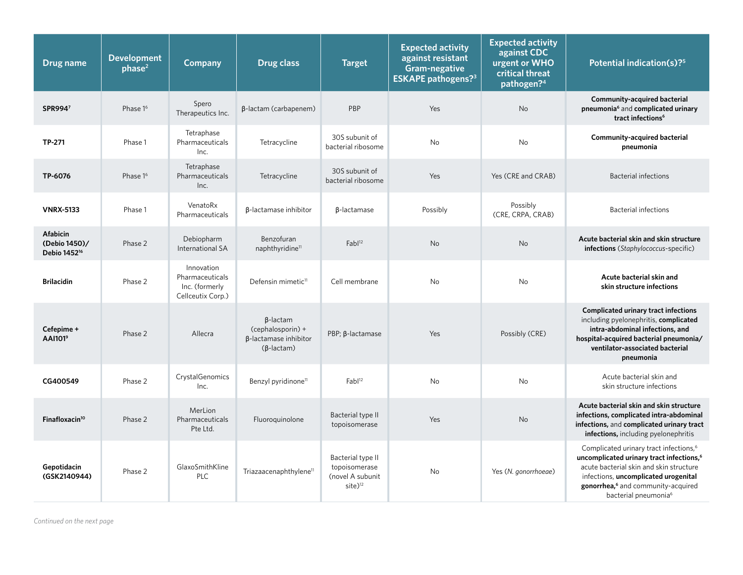| Drug name | Development phase[2] | Company | Drug class | Target | Expected activity against resistant Gram-negative ESKAPE pathogens?[3] | Expected activity against CDC urgent or WHO critical threat pathogen?[4] | Potential indication(s)?[5] |
|---|---|---|---|---|---|---|---|
| **SPR994[7]** | Phase 1[6] | Spero Therapeutics Inc. | β-lactam (carbapenem) | PBP | Yes | No | **Community-acquired bacterial pneumonia[6]** and **complicated urinary tract infections[6]** |
| **TP-271** | Phase 1 | Tetraphase Pharmaceuticals Inc. | Tetracycline | 30S subunit of bacterial ribosome | No | No | **Community-acquired bacterial pneumonia** |
| **TP-6076** | Phase 1[6] | Tetraphase Pharmaceuticals Inc. | Tetracycline | 30S subunit of bacterial ribosome | Yes | Yes (CRE and CRAB) | Bacterial infections |
| **VNRX-5133** | Phase 1 | VenatoRx Pharmaceuticals | β-lactamase inhibitor | β-lactamase | Possibly | Possibly (CRE, CRPA, CRAB) | Bacterial infections |
| **Afabicin (Debio 1450)/ Debio 1452[16]** | Phase 2 | Debiopharm International SA | Benzofuran naphthyridine[11] | FabI[12] | No | No | **Acute bacterial skin and skin structure infections** (*Staphylococcus*-specific) |
| **Brilacidin** | Phase 2 | Innovation Pharmaceuticals Inc. (formerly Cellceutix Corp.) | Defensin mimetic[11] | Cell membrane | No | No | **Acute bacterial skin and skin structure infections** |
| **Cefepime + AAI101[9]** | Phase 2 | Allecra | β-lactam (cephalosporin) + β-lactamase inhibitor (β-lactam) | PBP; β-lactamase | Yes | Possibly (CRE) | **Complicated urinary tract infections** including pyelonephritis, **complicated intra-abdominal infections, and hospital-acquired bacterial pneumonia/ ventilator-associated bacterial pneumonia** |
| **CG400549** | Phase 2 | CrystalGenomics Inc. | Benzyl pyridinone[11] | FabI[12] | No | No | Acute bacterial skin and skin structure infections |
| **Finafloxacin[10]** | Phase 2 | MerLion Pharmaceuticals Pte Ltd. | Fluoroquinolone | Bacterial type II topoisomerase | Yes | No | **Acute bacterial skin and skin structure infections, complicated intra-abdominal infections,** and **complicated urinary tract infections,** including pyelonephritis |
| **Gepotidacin (GSK2140944)** | Phase 2 | GlaxoSmithKline PLC | Triazaacenaphthylene[11] | Bacterial type II topoisomerase (novel A subunit site)[12] | No | Yes (*N. gonorrhoeae*) | Complicated urinary tract infections,[6] **uncomplicated urinary tract infections,[6]** acute bacterial skin and skin structure infections, **uncomplicated urogenital gonorrhea,[6]** and community-acquired bacterial pneumonia[6] |

*Continued on the next page*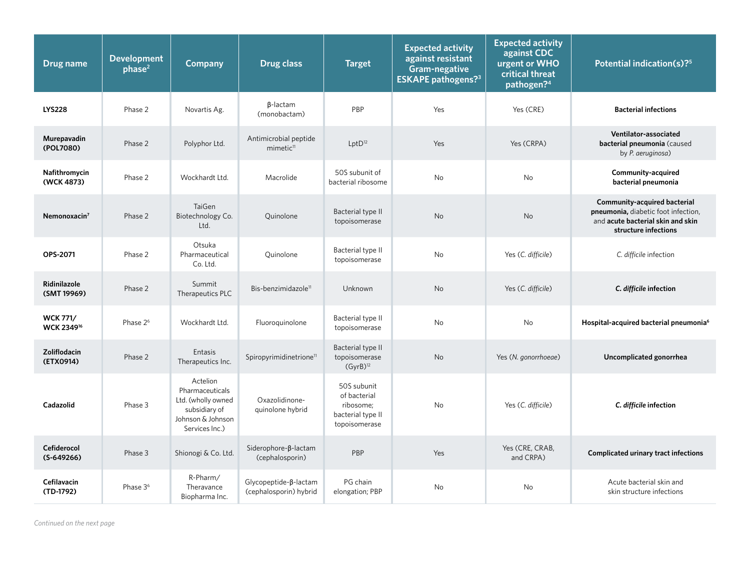| Drug name | Development phase[2] | Company | Drug class | Target | Expected activity against resistant Gram-negative ESKAPE pathogens?[3] | Expected activity against CDC urgent or WHO critical threat pathogen?[4] | Potential indication(s)?[5] |
|---|---|---|---|---|---|---|---|
| **LYS228** | Phase 2 | Novartis Ag. | β-lactam (monobactam) | PBP | Yes | Yes (CRE) | **Bacterial infections** |
| **Murepavadin (POL7080)** | Phase 2 | Polyphor Ltd. | Antimicrobial peptide mimetic[11] | LptD[12] | Yes | Yes (CRPA) | **Ventilator-associated bacterial pneumonia** (caused by *P. aeruginosa*) |
| **Nafithromycin (WCK 4873)** | Phase 2 | Wockhardt Ltd. | Macrolide | 50S subunit of bacterial ribosome | No | No | **Community-acquired bacterial pneumonia** |
| **Nemonoxacin[7]** | Phase 2 | TaiGen Biotechnology Co. Ltd. | Quinolone | Bacterial type II topoisomerase | No | No | **Community-acquired bacterial pneumonia,** diabetic foot infection, and **acute bacterial skin and skin structure infections** |
| **OPS-2071** | Phase 2 | Otsuka Pharmaceutical Co. Ltd. | Quinolone | Bacterial type II topoisomerase | No | Yes (*C. difficile*) | *C. difficile* infection |
| **Ridinilazole (SMT 19969)** | Phase 2 | Summit Therapeutics PLC | Bis-benzimidazole[11] | Unknown | No | Yes (*C. difficile*) | ***C. difficile* infection** |
| **WCK 771/ WCK 2349[16]** | Phase 2[6] | Wockhardt Ltd. | Fluoroquinolone | Bacterial type II topoisomerase | No | No | **Hospital-acquired bacterial pneumonia[6]** |
| **Zoliflodacin (ETX0914)** | Phase 2 | Entasis Therapeutics Inc. | Spiropyrimidinetrione[11] | Bacterial type II topoisomerase (GyrB)[12] | No | Yes (*N. gonorrhoeae*) | **Uncomplicated gonorrhea** |
| **Cadazolid** | Phase 3 | Actelion Pharmaceuticals Ltd. (wholly owned subsidiary of Johnson & Johnson Services Inc.) | Oxazolidinone-quinolone hybrid | 50S subunit of bacterial ribosome; bacterial type II topoisomerase | No | Yes (*C. difficile*) | ***C. difficile* infection** |
| **Cefiderocol (S-649266)** | Phase 3 | Shionogi & Co. Ltd. | Siderophore-β-lactam (cephalosporin) | PBP | Yes | Yes (CRE, CRAB, and CRPA) | **Complicated urinary tract infections** |
| **Cefilavacin (TD-1792)** | Phase 3[6] | R-Pharm/ Theravance Biopharma Inc. | Glycopeptide-β-lactam (cephalosporin) hybrid | PG chain elongation; PBP | No | No | Acute bacterial skin and skin structure infections |

*Continued on the next page*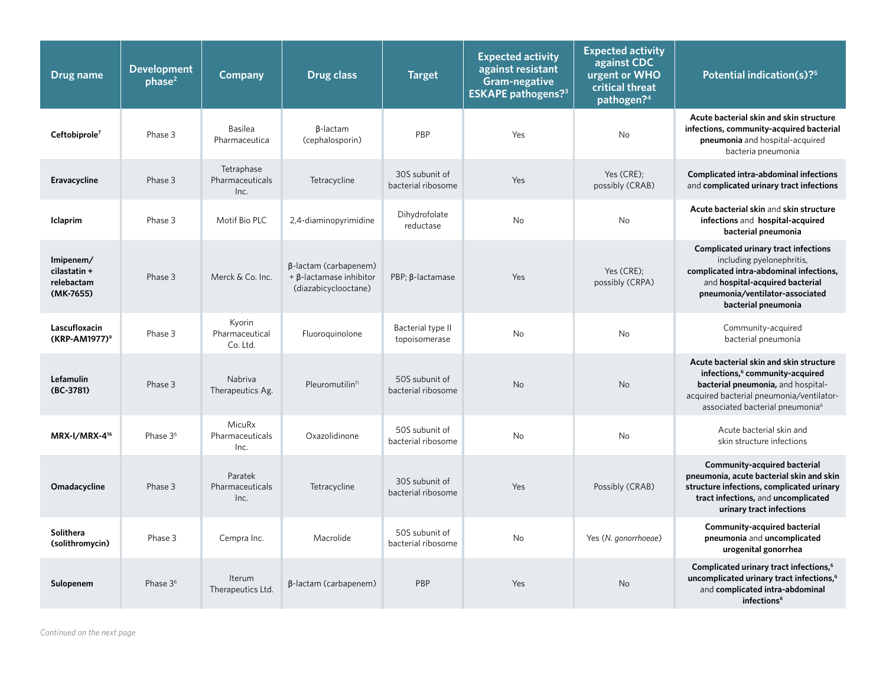| Drug name | Development phase[2] | Company | Drug class | Target | Expected activity against resistant Gram-negative ESKAPE pathogens?[3] | Expected activity against CDC urgent or WHO critical threat pathogen?[4] | Potential indication(s)?[5] |
|---|---|---|---|---|---|---|---|
| **Ceftobiprole**[7] | Phase 3 | Basilea Pharmaceutica | β-lactam (cephalosporin) | PBP | Yes | No | **Acute bacterial skin and skin structure infections, community-acquired bacterial pneumonia** and hospital-acquired bacteria pneumonia |
| **Eravacycline** | Phase 3 | Tetraphase Pharmaceuticals Inc. | Tetracycline | 30S subunit of bacterial ribosome | Yes | Yes (CRE); possibly (CRAB) | **Complicated intra-abdominal infections** and **complicated urinary tract infections** |
| **Iclaprim** | Phase 3 | Motif Bio PLC | 2,4-diaminopyrimidine | Dihydrofolate reductase | No | No | **Acute bacterial skin** and **skin structure infections** and **hospital-acquired bacterial pneumonia** |
| **Imipenem/ cilastatin + relebactam (MK-7655)** | Phase 3 | Merck & Co. Inc. | β-lactam (carbapenem) + β-lactamase inhibitor (diazabicyclooctane) | PBP; β-lactamase | Yes | Yes (CRE); possibly (CRPA) | **Complicated urinary tract infections** including pyelonephritis, **complicated intra-abdominal infections,** and **hospital-acquired bacterial pneumonia/ventilator-associated bacterial pneumonia** |
| **Lascufloxacin (KRP-AM1977)**[9] | Phase 3 | Kyorin Pharmaceutical Co. Ltd. | Fluoroquinolone | Bacterial type II topoisomerase | No | No | Community-acquired bacterial pneumonia |
| **Lefamulin (BC-3781)** | Phase 3 | Nabriva Therapeutics Ag. | Pleuromutilin[11] | 50S subunit of bacterial ribosome | No | No | **Acute bacterial skin and skin structure infections,**[6] **community-acquired bacterial pneumonia,** and hospital-acquired bacterial pneumonia/ventilator-associated bacterial pneumonia[6] |
| **MRX-I/MRX-4**[16] | Phase 3[6] | MicuRx Pharmaceuticals Inc. | Oxazolidinone | 50S subunit of bacterial ribosome | No | No | Acute bacterial skin and skin structure infections |
| **Omadacycline** | Phase 3 | Paratek Pharmaceuticals Inc. | Tetracycline | 30S subunit of bacterial ribosome | Yes | Possibly (CRAB) | **Community-acquired bacterial pneumonia, acute bacterial skin and skin structure infections, complicated urinary tract infections,** and **uncomplicated urinary tract infections** |
| **Solithera (solithromycin)** | Phase 3 | Cempra Inc. | Macrolide | 50S subunit of bacterial ribosome | No | Yes (*N. gonorrhoeae*) | **Community-acquired bacterial pneumonia** and **uncomplicated urogenital gonorrhea** |
| **Sulopenem** | Phase 3[6] | Iterum Therapeutics Ltd. | β-lactam (carbapenem) | PBP | Yes | No | **Complicated urinary tract infections,**[6] **uncomplicated urinary tract infections,**[6] and **complicated intra-abdominal infections**[6] |

*Continued on the next page*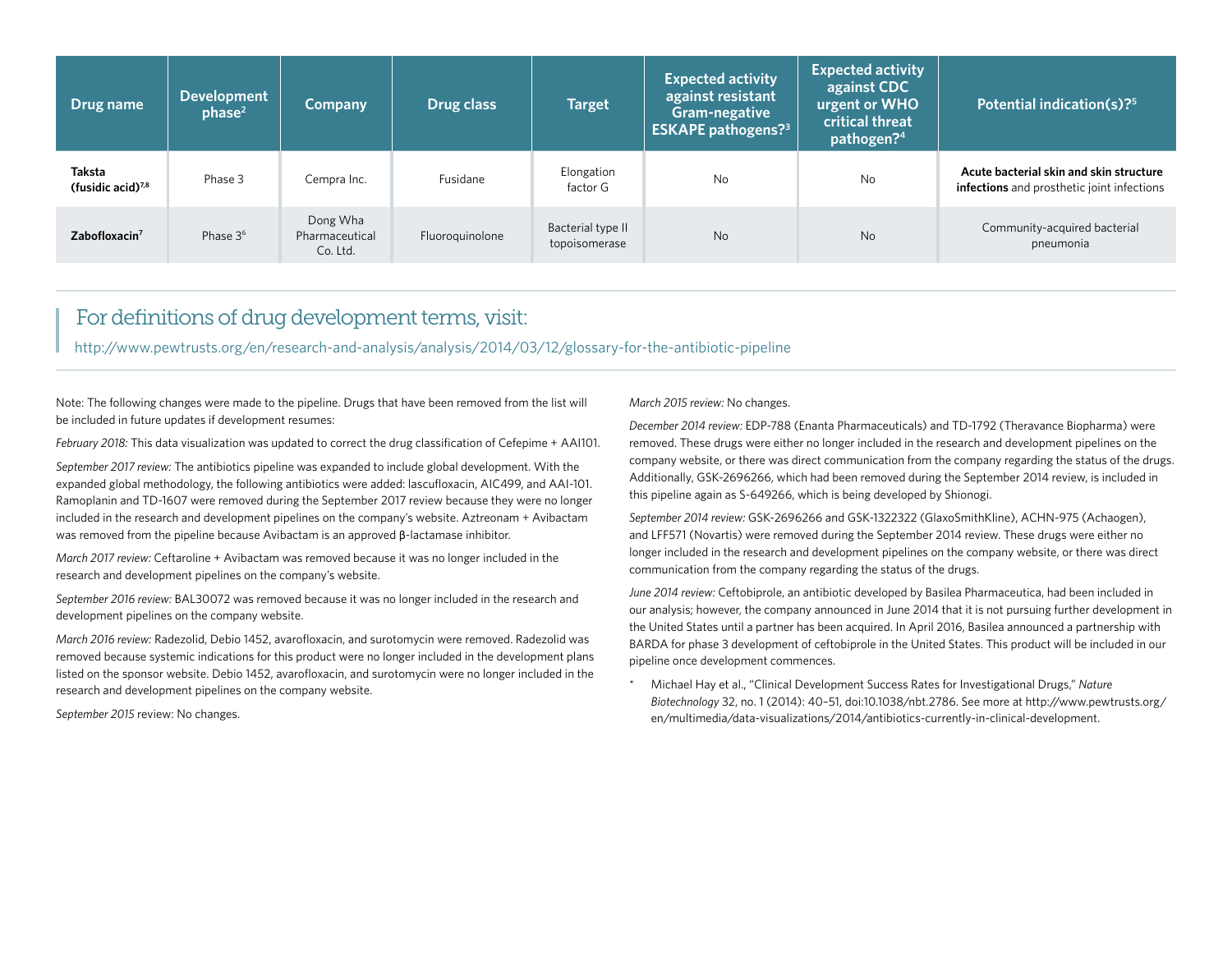| Drug name | Development phase[2] | Company | Drug class | Target | Expected activity against resistant Gram-negative ESKAPE pathogens?[3] | Expected activity against CDC urgent or WHO critical threat pathogen?[4] | Potential indication(s)?[5] |
|---|---|---|---|---|---|---|---|
| **Taksta (fusidic acid)[7,8]** | Phase 3 | Cempra Inc. | Fusidane | Elongation factor G | No | No | **Acute bacterial skin and skin structure infections** and prosthetic joint infections |
| **Zabofloxacin[7]** | Phase 3[6] | Dong Wha Pharmaceutical Co. Ltd. | Fluoroquinolone | Bacterial type II topoisomerase | No | No | Community-acquired bacterial pneumonia |

## For definitions of drug development terms, visit:

http://www.pewtrusts.org/en/research-and-analysis/analysis/2014/03/12/glossary-for-the-antibiotic-pipeline

Note: The following changes were made to the pipeline. Drugs that have been removed from the list will be included in future updates if development resumes:

*February 2018:* This data visualization was updated to correct the drug classification of Cefepime + AAI101.

*September 2017 review:* The antibiotics pipeline was expanded to include global development. With the expanded global methodology, the following antibiotics were added: lascufloxacin, AIC499, and AAI-101. Ramoplanin and TD-1607 were removed during the September 2017 review because they were no longer included in the research and development pipelines on the company's website. Aztreonam + Avibactam was removed from the pipeline because Avibactam is an approved β-lactamase inhibitor.

*March 2017 review:* Ceftaroline + Avibactam was removed because it was no longer included in the research and development pipelines on the company's website.

*September 2016 review:* BAL30072 was removed because it was no longer included in the research and development pipelines on the company website.

*March 2016 review:* Radezolid, Debio 1452, avarofloxacin, and surotomycin were removed. Radezolid was removed because systemic indications for this product were no longer included in the development plans listed on the sponsor website. Debio 1452, avarofloxacin, and surotomycin were no longer included in the research and development pipelines on the company website.

*September 2015* review: No changes.

*March 2015 review:* No changes.

*December 2014 review:* EDP-788 (Enanta Pharmaceuticals) and TD-1792 (Theravance Biopharma) were removed. These drugs were either no longer included in the research and development pipelines on the company website, or there was direct communication from the company regarding the status of the drugs. Additionally, GSK-2696266, which had been removed during the September 2014 review, is included in this pipeline again as S-649266, which is being developed by Shionogi.

*September 2014 review:* GSK-2696266 and GSK-1322322 (GlaxoSmithKline), ACHN-975 (Achaogen), and LFF571 (Novartis) were removed during the September 2014 review. These drugs were either no longer included in the research and development pipelines on the company website, or there was direct communication from the company regarding the status of the drugs.

*June 2014 review:* Ceftobiprole, an antibiotic developed by Basilea Pharmaceutica, had been included in our analysis; however, the company announced in June 2014 that it is not pursuing further development in the United States until a partner has been acquired. In April 2016, Basilea announced a partnership with BARDA for phase 3 development of ceftobiprole in the United States. This product will be included in our pipeline once development commences.

\* Michael Hay et al., "Clinical Development Success Rates for Investigational Drugs," *Nature Biotechnology* 32, no. 1 (2014): 40–51, doi:10.1038/nbt.2786. See more at http://www.pewtrusts.org/en/multimedia/data-visualizations/2014/antibiotics-currently-in-clinical-development.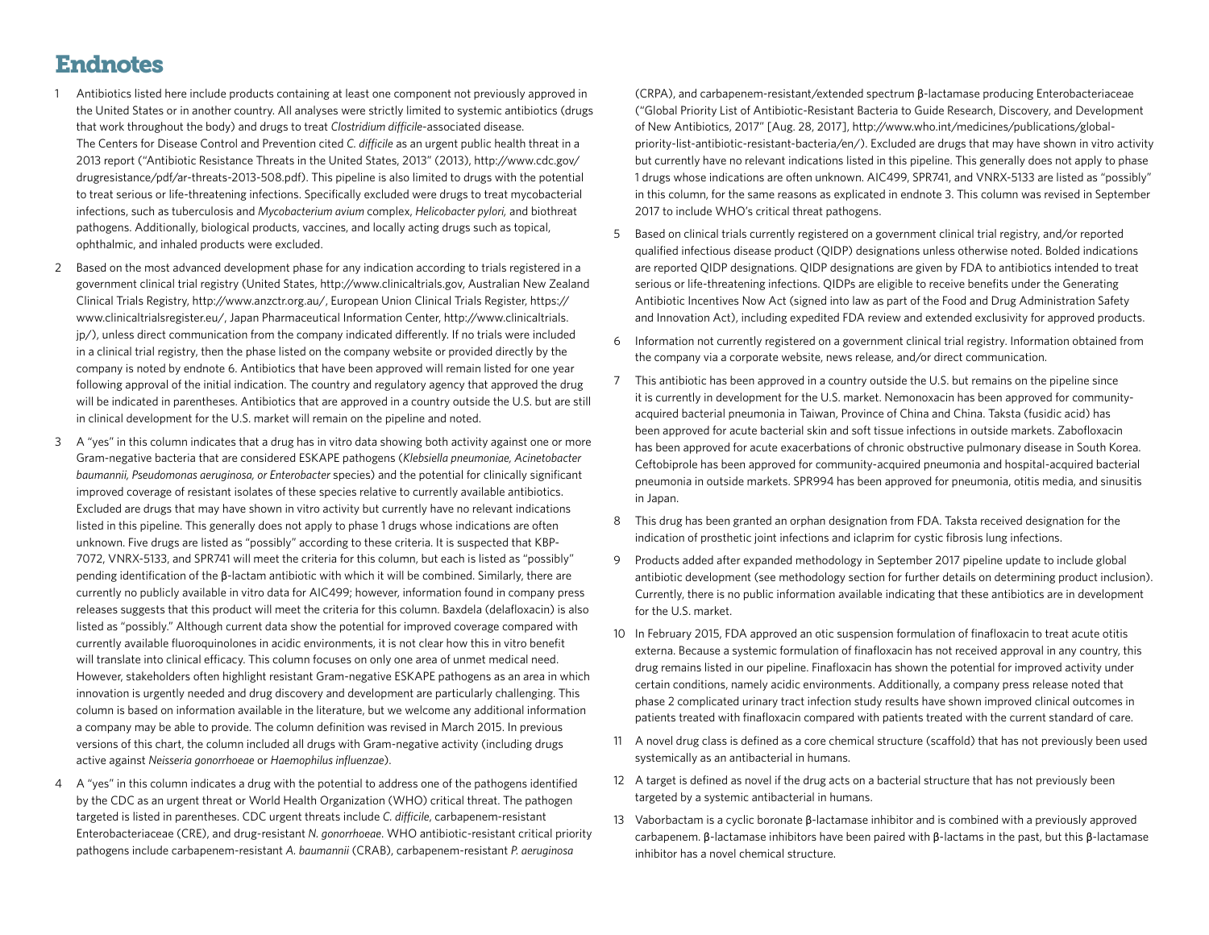# Endnotes

1. Antibiotics listed here include products containing at least one component not previously approved in the United States or in another country. All analyses were strictly limited to systemic antibiotics (drugs that work throughout the body) and drugs to treat *Clostridium difficile*-associated disease. The Centers for Disease Control and Prevention cited *C. difficile* as an urgent public health threat in a 2013 report ("Antibiotic Resistance Threats in the United States, 2013" (2013), http://www.cdc.gov/drugresistance/pdf/ar-threats-2013-508.pdf). This pipeline is also limited to drugs with the potential to treat serious or life-threatening infections. Specifically excluded were drugs to treat mycobacterial infections, such as tuberculosis and *Mycobacterium avium* complex, *Helicobacter pylori,* and biothreat pathogens. Additionally, biological products, vaccines, and locally acting drugs such as topical, ophthalmic, and inhaled products were excluded.

2. Based on the most advanced development phase for any indication according to trials registered in a government clinical trial registry (United States, http://www.clinicaltrials.gov, Australian New Zealand Clinical Trials Registry, http://www.anzctr.org.au/, European Union Clinical Trials Register, https://www.clinicaltrialsregister.eu/, Japan Pharmaceutical Information Center, http://www.clinicaltrials.jp/), unless direct communication from the company indicated differently. If no trials were included in a clinical trial registry, then the phase listed on the company website or provided directly by the company is noted by endnote 6. Antibiotics that have been approved will remain listed for one year following approval of the initial indication. The country and regulatory agency that approved the drug will be indicated in parentheses. Antibiotics that are approved in a country outside the U.S. but are still in clinical development for the U.S. market will remain on the pipeline and noted.

3. A "yes" in this column indicates that a drug has in vitro data showing both activity against one or more Gram-negative bacteria that are considered ESKAPE pathogens (*Klebsiella pneumoniae, Acinetobacter baumannii, Pseudomonas aeruginosa, or Enterobacter* species) and the potential for clinically significant improved coverage of resistant isolates of these species relative to currently available antibiotics. Excluded are drugs that may have shown in vitro activity but currently have no relevant indications listed in this pipeline. This generally does not apply to phase 1 drugs whose indications are often unknown. Five drugs are listed as "possibly" according to these criteria. It is suspected that KBP-7072, VNRX-5133, and SPR741 will meet the criteria for this column, but each is listed as "possibly" pending identification of the β-lactam antibiotic with which it will be combined. Similarly, there are currently no publicly available in vitro data for AIC499; however, information found in company press releases suggests that this product will meet the criteria for this column. Baxdela (delafloxacin) is also listed as "possibly." Although current data show the potential for improved coverage compared with currently available fluoroquinolones in acidic environments, it is not clear how this in vitro benefit will translate into clinical efficacy. This column focuses on only one area of unmet medical need. However, stakeholders often highlight resistant Gram-negative ESKAPE pathogens as an area in which innovation is urgently needed and drug discovery and development are particularly challenging. This column is based on information available in the literature, but we welcome any additional information a company may be able to provide. The column definition was revised in March 2015. In previous versions of this chart, the column included all drugs with Gram-negative activity (including drugs active against *Neisseria gonorrhoeae* or *Haemophilus influenzae*).

4. A "yes" in this column indicates a drug with the potential to address one of the pathogens identified by the CDC as an urgent threat or World Health Organization (WHO) critical threat. The pathogen targeted is listed in parentheses. CDC urgent threats include *C. difficile*, carbapenem-resistant Enterobacteriaceae (CRE), and drug-resistant *N. gonorrhoeae*. WHO antibiotic-resistant critical priority pathogens include carbapenem-resistant *A. baumannii* (CRAB), carbapenem-resistant *P. aeruginosa* (CRPA), and carbapenem-resistant/extended spectrum β-lactamase producing Enterobacteriaceae ("Global Priority List of Antibiotic-Resistant Bacteria to Guide Research, Discovery, and Development of New Antibiotics, 2017" [Aug. 28, 2017], http://www.who.int/medicines/publications/global-priority-list-antibiotic-resistant-bacteria/en/). Excluded are drugs that may have shown in vitro activity but currently have no relevant indications listed in this pipeline. This generally does not apply to phase 1 drugs whose indications are often unknown. AIC499, SPR741, and VNRX-5133 are listed as "possibly" in this column, for the same reasons as explicated in endnote 3. This column was revised in September 2017 to include WHO's critical threat pathogens.

5. Based on clinical trials currently registered on a government clinical trial registry, and/or reported qualified infectious disease product (QIDP) designations unless otherwise noted. Bolded indications are reported QIDP designations. QIDP designations are given by FDA to antibiotics intended to treat serious or life-threatening infections. QIDPs are eligible to receive benefits under the Generating Antibiotic Incentives Now Act (signed into law as part of the Food and Drug Administration Safety and Innovation Act), including expedited FDA review and extended exclusivity for approved products.

6. Information not currently registered on a government clinical trial registry. Information obtained from the company via a corporate website, news release, and/or direct communication.

7. This antibiotic has been approved in a country outside the U.S. but remains on the pipeline since it is currently in development for the U.S. market. Nemonoxacin has been approved for community-acquired bacterial pneumonia in Taiwan, Province of China and China. Taksta (fusidic acid) has been approved for acute bacterial skin and soft tissue infections in outside markets. Zabofloxacin has been approved for acute exacerbations of chronic obstructive pulmonary disease in South Korea. Ceftobiprole has been approved for community-acquired pneumonia and hospital-acquired bacterial pneumonia in outside markets. SPR994 has been approved for pneumonia, otitis media, and sinusitis in Japan.

8. This drug has been granted an orphan designation from FDA. Taksta received designation for the indication of prosthetic joint infections and iclaprim for cystic fibrosis lung infections.

9. Products added after expanded methodology in September 2017 pipeline update to include global antibiotic development (see methodology section for further details on determining product inclusion). Currently, there is no public information available indicating that these antibiotics are in development for the U.S. market.

10. In February 2015, FDA approved an otic suspension formulation of finafloxacin to treat acute otitis externa. Because a systemic formulation of finafloxacin has not received approval in any country, this drug remains listed in our pipeline. Finafloxacin has shown the potential for improved activity under certain conditions, namely acidic environments. Additionally, a company press release noted that phase 2 complicated urinary tract infection study results have shown improved clinical outcomes in patients treated with finafloxacin compared with patients treated with the current standard of care.

11. A novel drug class is defined as a core chemical structure (scaffold) that has not previously been used systemically as an antibacterial in humans.

12. A target is defined as novel if the drug acts on a bacterial structure that has not previously been targeted by a systemic antibacterial in humans.

13. Vaborbactam is a cyclic boronate β-lactamase inhibitor and is combined with a previously approved carbapenem. β-lactamase inhibitors have been paired with β-lactams in the past, but this β-lactamase inhibitor has a novel chemical structure.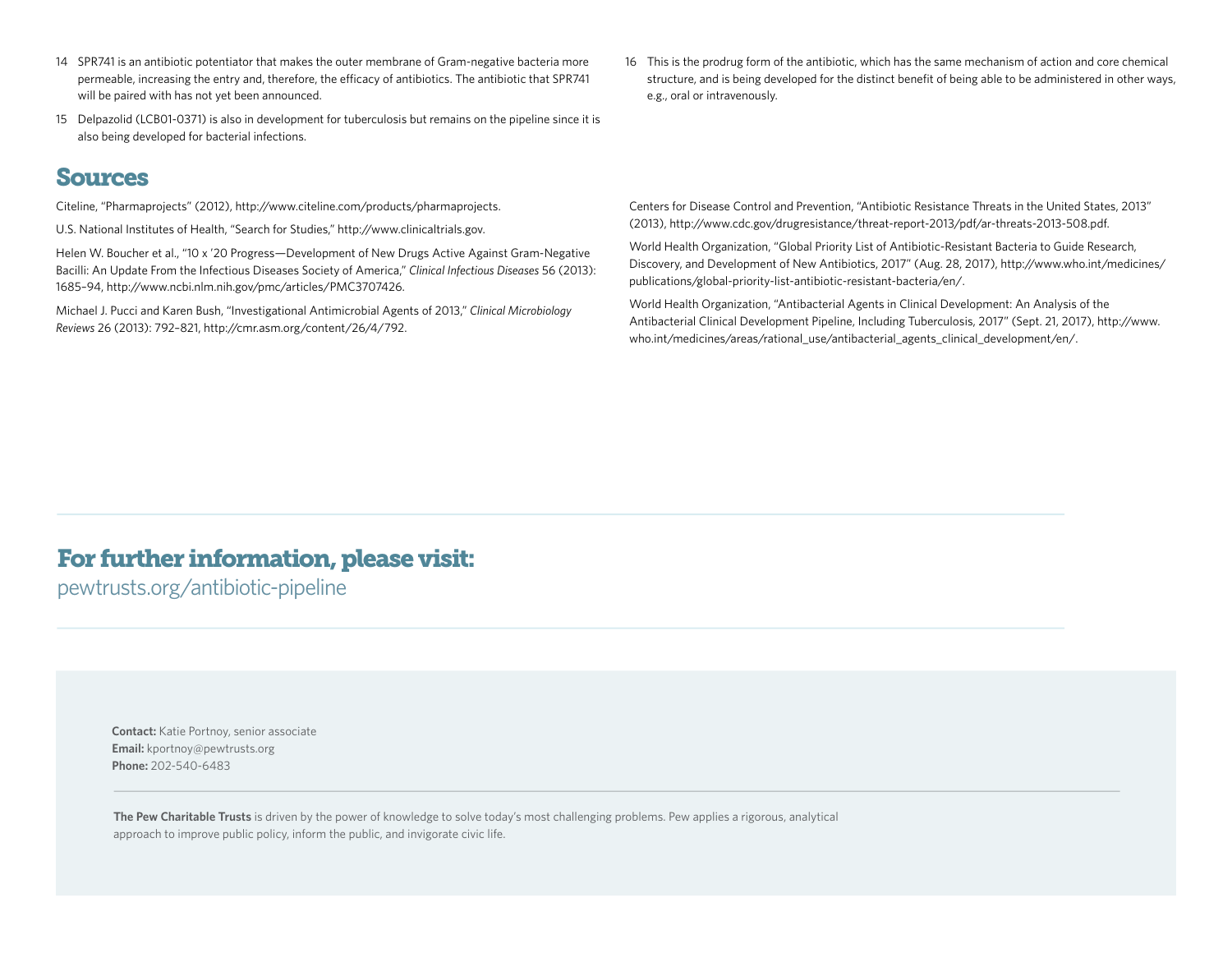14 SPR741 is an antibiotic potentiator that makes the outer membrane of Gram-negative bacteria more permeable, increasing the entry and, therefore, the efficacy of antibiotics. The antibiotic that SPR741 will be paired with has not yet been announced.

15 Delpazolid (LCB01-0371) is also in development for tuberculosis but remains on the pipeline since it is also being developed for bacterial infections.

16 This is the prodrug form of the antibiotic, which has the same mechanism of action and core chemical structure, and is being developed for the distinct benefit of being able to be administered in other ways, e.g., oral or intravenously.

## Sources

Citeline, "Pharmaprojects" (2012), http://www.citeline.com/products/pharmaprojects.

U.S. National Institutes of Health, "Search for Studies," http://www.clinicaltrials.gov.

Helen W. Boucher et al., "10 x '20 Progress—Development of New Drugs Active Against Gram-Negative Bacilli: An Update From the Infectious Diseases Society of America," *Clinical Infectious Diseases* 56 (2013): 1685–94, http://www.ncbi.nlm.nih.gov/pmc/articles/PMC3707426.

Michael J. Pucci and Karen Bush, "Investigational Antimicrobial Agents of 2013," *Clinical Microbiology Reviews* 26 (2013): 792–821, http://cmr.asm.org/content/26/4/792.

Centers for Disease Control and Prevention, "Antibiotic Resistance Threats in the United States, 2013" (2013), http://www.cdc.gov/drugresistance/threat-report-2013/pdf/ar-threats-2013-508.pdf.

World Health Organization, "Global Priority List of Antibiotic-Resistant Bacteria to Guide Research, Discovery, and Development of New Antibiotics, 2017" (Aug. 28, 2017), http://www.who.int/medicines/publications/global-priority-list-antibiotic-resistant-bacteria/en/.

World Health Organization, "Antibacterial Agents in Clinical Development: An Analysis of the Antibacterial Clinical Development Pipeline, Including Tuberculosis, 2017" (Sept. 21, 2017), http://www.who.int/medicines/areas/rational_use/antibacterial_agents_clinical_development/en/.

## For further information, please visit:

pewtrusts.org/antibiotic-pipeline

**Contact:** Katie Portnoy, senior associate
**Email:** kportnoy@pewtrusts.org
**Phone:** 202-540-6483

**The Pew Charitable Trusts** is driven by the power of knowledge to solve today's most challenging problems. Pew applies a rigorous, analytical approach to improve public policy, inform the public, and invigorate civic life.